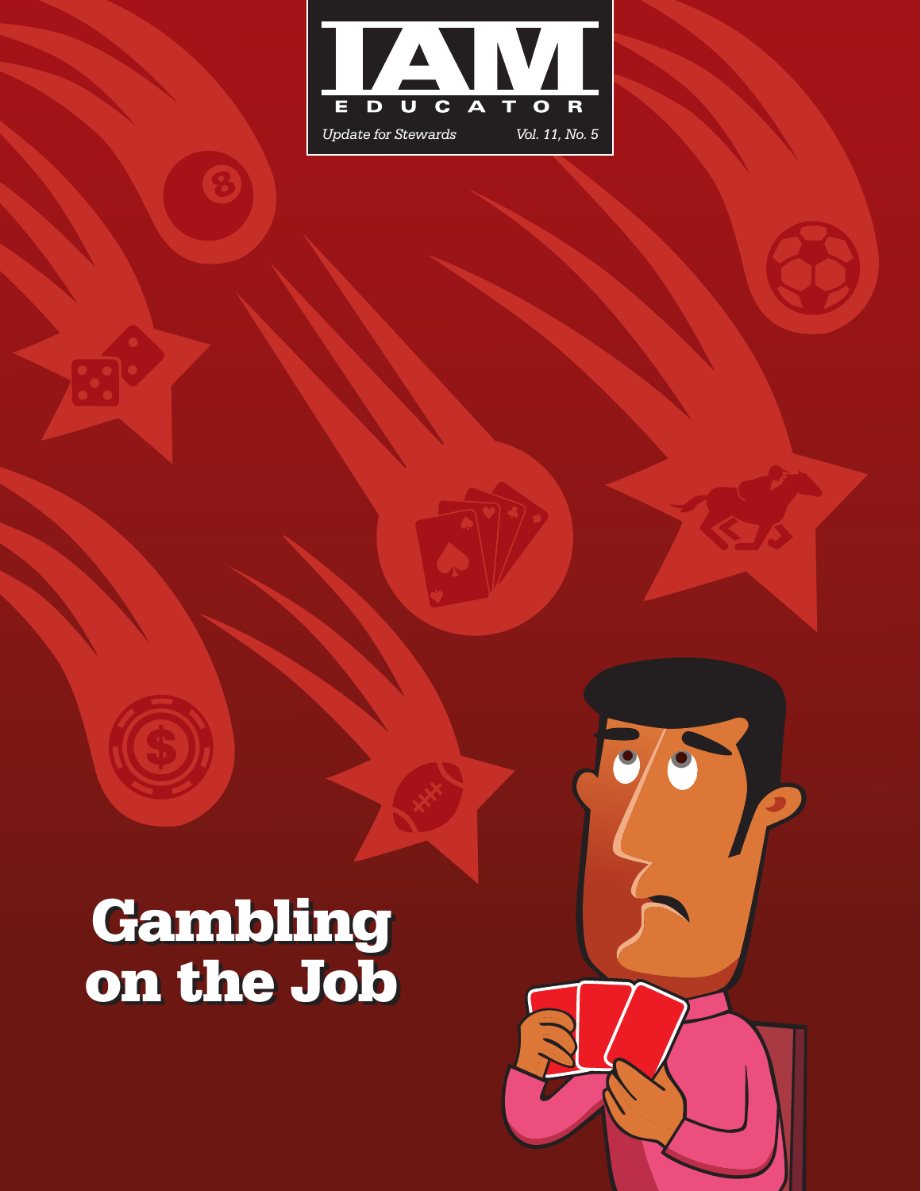# IAM EDUCATOR

*Update for Stewards* *Vol. 11, No. 5*

# Gambling on the Job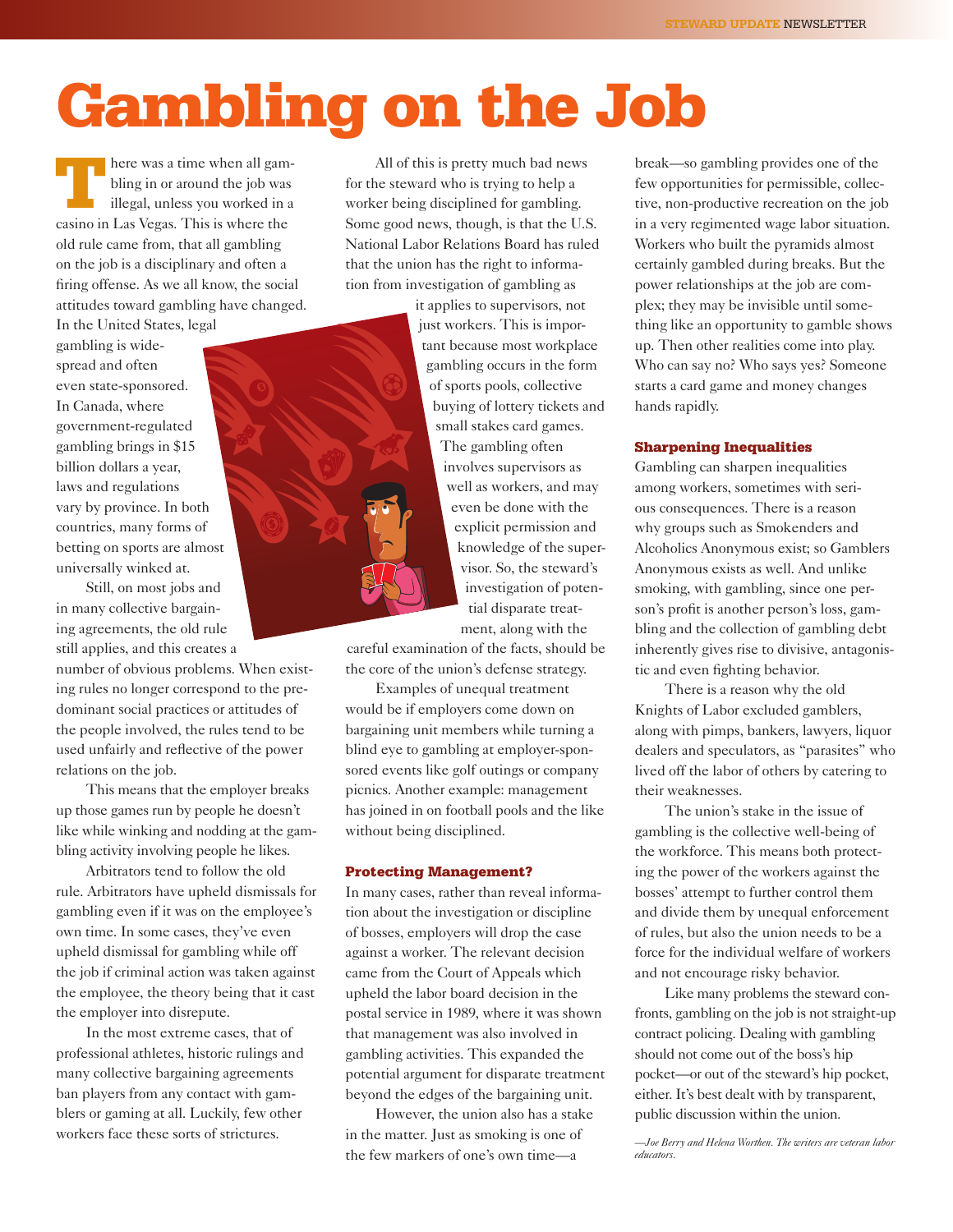# Gambling on the Job

There was a time when all gambling in or around the job was illegal, unless you worked in a casino in Las Vegas. This is where the old rule came from, that all gambling on the job is a disciplinary and often a firing offense. As we all know, the social attitudes toward gambling have changed. In the United States, legal gambling is widespread and often even state-sponsored. In Canada, where government-regulated gambling brings in $15 billion dollars a year, laws and regulations vary by province. In both countries, many forms of betting on sports are almost universally winked at.

Still, on most jobs and in many collective bargaining agreements, the old rule still applies, and this creates a number of obvious problems. When existing rules no longer correspond to the predominant social practices or attitudes of the people involved, the rules tend to be used unfairly and reflective of the power relations on the job.

This means that the employer breaks up those games run by people he doesn't like while winking and nodding at the gambling activity involving people he likes.

Arbitrators tend to follow the old rule. Arbitrators have upheld dismissals for gambling even if it was on the employee's own time. In some cases, they've even upheld dismissal for gambling while off the job if criminal action was taken against the employee, the theory being that it cast the employer into disrepute.

In the most extreme cases, that of professional athletes, historic rulings and many collective bargaining agreements ban players from any contact with gamblers or gaming at all. Luckily, few other workers face these sorts of strictures.

All of this is pretty much bad news for the steward who is trying to help a worker being disciplined for gambling. Some good news, though, is that the U.S. National Labor Relations Board has ruled that the union has the right to information from investigation of gambling as it applies to supervisors, not just workers. This is important because most workplace gambling occurs in the form of sports pools, collective buying of lottery tickets and small stakes card games. The gambling often involves supervisors as well as workers, and may even be done with the explicit permission and knowledge of the supervisor. So, the steward's investigation of potential disparate treatment, along with the careful examination of the facts, should be the core of the union's defense strategy.

Examples of unequal treatment would be if employers come down on bargaining unit members while turning a blind eye to gambling at employer-sponsored events like golf outings or company picnics. Another example: management has joined in on football pools and the like without being disciplined.

## Protecting Management?

In many cases, rather than reveal information about the investigation or discipline of bosses, employers will drop the case against a worker. The relevant decision came from the Court of Appeals which upheld the labor board decision in the postal service in 1989, where it was shown that management was also involved in gambling activities. This expanded the potential argument for disparate treatment beyond the edges of the bargaining unit.

However, the union also has a stake in the matter. Just as smoking is one of the few markers of one's own time—a break—so gambling provides one of the few opportunities for permissible, collective, non-productive recreation on the job in a very regimented wage labor situation. Workers who built the pyramids almost certainly gambled during breaks. But the power relationships at the job are complex; they may be invisible until something like an opportunity to gamble shows up. Then other realities come into play. Who can say no? Who says yes? Someone starts a card game and money changes hands rapidly.

## Sharpening Inequalities

Gambling can sharpen inequalities among workers, sometimes with serious consequences. There is a reason why groups such as Smokenders and Alcoholics Anonymous exist; so Gamblers Anonymous exists as well. And unlike smoking, with gambling, since one person's profit is another person's loss, gambling and the collection of gambling debt inherently gives rise to divisive, antagonistic and even fighting behavior.

There is a reason why the old Knights of Labor excluded gamblers, along with pimps, bankers, lawyers, liquor dealers and speculators, as "parasites" who lived off the labor of others by catering to their weaknesses.

The union's stake in the issue of gambling is the collective well-being of the workforce. This means both protecting the power of the workers against the bosses' attempt to further control them and divide them by unequal enforcement of rules, but also the union needs to be a force for the individual welfare of workers and not encourage risky behavior.

Like many problems the steward confronts, gambling on the job is not straight-up contract policing. Dealing with gambling should not come out of the boss's hip pocket—or out of the steward's hip pocket, either. It's best dealt with by transparent, public discussion within the union.

*—Joe Berry and Helena Worthen. The writers are veteran labor educators.*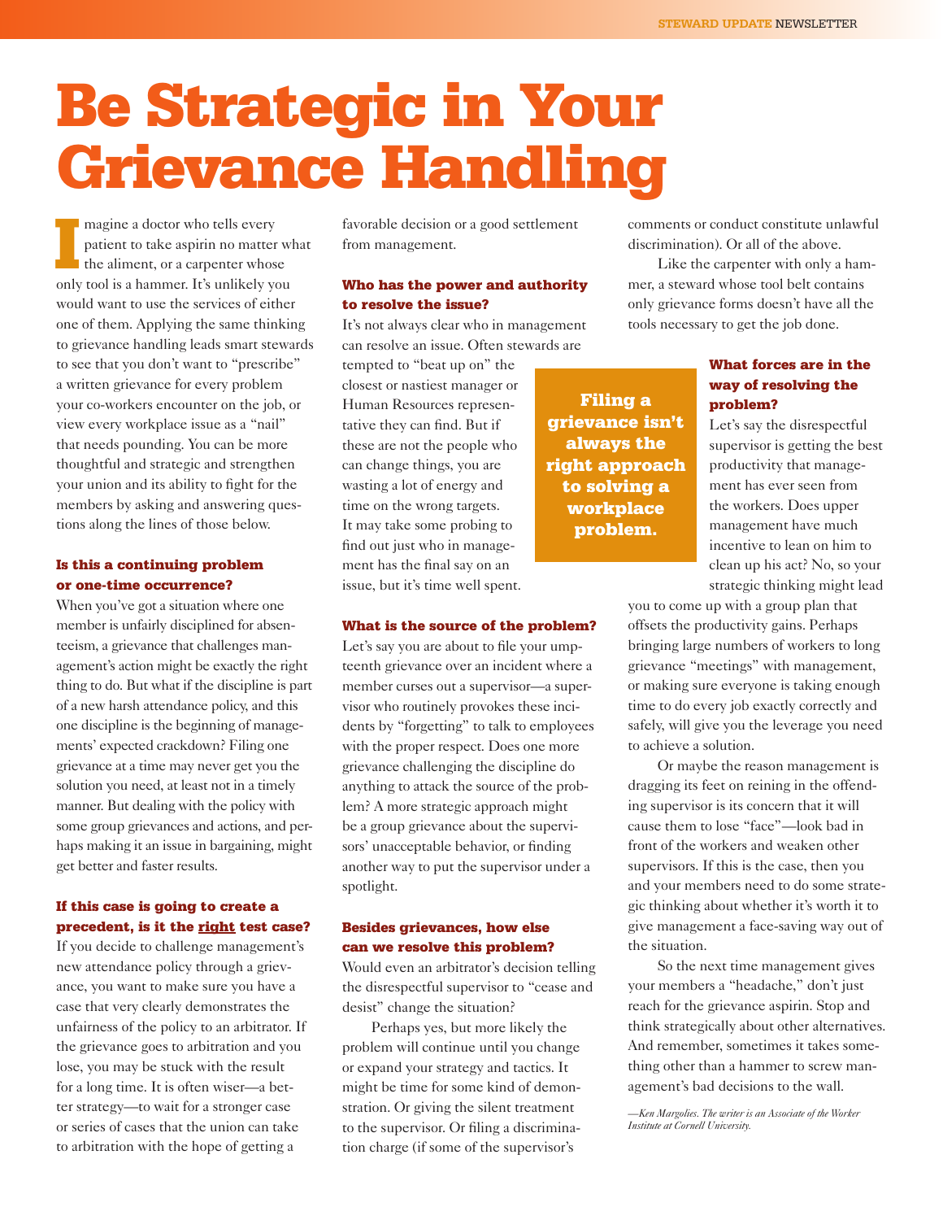# Be Strategic in Your Grievance Handling

Imagine a doctor who tells every patient to take aspirin no matter what the aliment, or a carpenter whose only tool is a hammer. It's unlikely you would want to use the services of either one of them. Applying the same thinking to grievance handling leads smart stewards to see that you don't want to "prescribe" a written grievance for every problem your co-workers encounter on the job, or view every workplace issue as a "nail" that needs pounding. You can be more thoughtful and strategic and strengthen your union and its ability to fight for the members by asking and answering questions along the lines of those below.

### Is this a continuing problem or one-time occurrence?

When you've got a situation where one member is unfairly disciplined for absenteeism, a grievance that challenges management's action might be exactly the right thing to do. But what if the discipline is part of a new harsh attendance policy, and this one discipline is the beginning of managements' expected crackdown? Filing one grievance at a time may never get you the solution you need, at least not in a timely manner. But dealing with the policy with some group grievances and actions, and perhaps making it an issue in bargaining, might get better and faster results.

### If this case is going to create a precedent, is it the <u>right</u> test case?

If you decide to challenge management's new attendance policy through a grievance, you want to make sure you have a case that very clearly demonstrates the unfairness of the policy to an arbitrator. If the grievance goes to arbitration and you lose, you may be stuck with the result for a long time. It is often wiser—a better strategy—to wait for a stronger case or series of cases that the union can take to arbitration with the hope of getting a favorable decision or a good settlement from management.

### Who has the power and authority to resolve the issue?

It's not always clear who in management can resolve an issue. Often stewards are tempted to "beat up on" the closest or nastiest manager or Human Resources representative they can find. But if these are not the people who can change things, you are wasting a lot of energy and time on the wrong targets. It may take some probing to find out just who in management has the final say on an issue, but it's time well spent.

**Filing a grievance isn't always the right approach to solving a workplace problem.**

### What is the source of the problem?

Let's say you are about to file your umpteenth grievance over an incident where a member curses out a supervisor—a supervisor who routinely provokes these incidents by "forgetting" to talk to employees with the proper respect. Does one more grievance challenging the discipline do anything to attack the source of the problem? A more strategic approach might be a group grievance about the supervisors' unacceptable behavior, or finding another way to put the supervisor under a spotlight.

### Besides grievances, how else can we resolve this problem?

Would even an arbitrator's decision telling the disrespectful supervisor to "cease and desist" change the situation?

Perhaps yes, but more likely the problem will continue until you change or expand your strategy and tactics. It might be time for some kind of demonstration. Or giving the silent treatment to the supervisor. Or filing a discrimination charge (if some of the supervisor's comments or conduct constitute unlawful discrimination). Or all of the above.

Like the carpenter with only a hammer, a steward whose tool belt contains only grievance forms doesn't have all the tools necessary to get the job done.

### What forces are in the way of resolving the problem?

Let's say the disrespectful supervisor is getting the best productivity that management has ever seen from the workers. Does upper management have much incentive to lean on him to clean up his act? No, so your strategic thinking might lead you to come up with a group plan that offsets the productivity gains. Perhaps bringing large numbers of workers to long grievance "meetings" with management, or making sure everyone is taking enough time to do every job exactly correctly and safely, will give you the leverage you need to achieve a solution.

Or maybe the reason management is dragging its feet on reining in the offending supervisor is its concern that it will cause them to lose "face"—look bad in front of the workers and weaken other supervisors. If this is the case, then you and your members need to do some strategic thinking about whether it's worth it to give management a face-saving way out of the situation.

So the next time management gives your members a "headache," don't just reach for the grievance aspirin. Stop and think strategically about other alternatives. And remember, sometimes it takes something other than a hammer to screw management's bad decisions to the wall.

*—Ken Margolies. The writer is an Associate of the Worker Institute at Cornell University.*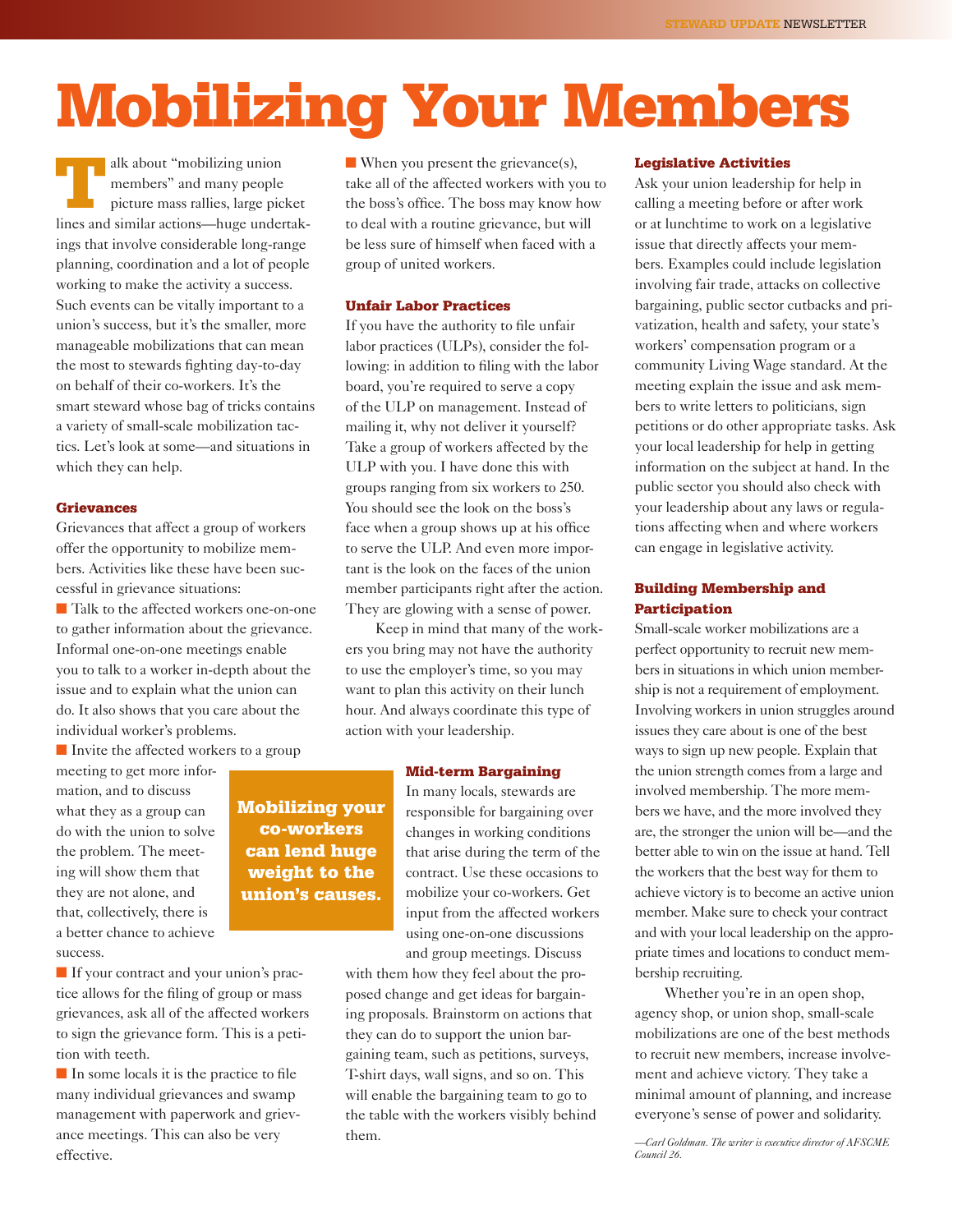# Mobilizing Your Members

Talk about "mobilizing union members" and many people picture mass rallies, large picket lines and similar actions—huge undertakings that involve considerable long-range planning, coordination and a lot of people working to make the activity a success. Such events can be vitally important to a union's success, but it's the smaller, more manageable mobilizations that can mean the most to stewards fighting day-to-day on behalf of their co-workers. It's the smart steward whose bag of tricks contains a variety of small-scale mobilization tactics. Let's look at some—and situations in which they can help.

### Grievances

Grievances that affect a group of workers offer the opportunity to mobilize members. Activities like these have been successful in grievance situations:

- Talk to the affected workers one-on-one to gather information about the grievance. Informal one-on-one meetings enable you to talk to a worker in-depth about the issue and to explain what the union can do. It also shows that you care about the individual worker's problems.
- Invite the affected workers to a group meeting to get more information, and to discuss what they as a group can do with the union to solve the problem. The meeting will show them that they are not alone, and that, collectively, there is a better chance to achieve success.
- If your contract and your union's practice allows for the filing of group or mass grievances, ask all of the affected workers to sign the grievance form. This is a petition with teeth.
- In some locals it is the practice to file many individual grievances and swamp management with paperwork and grievance meetings. This can also be very effective.
- When you present the grievance(s), take all of the affected workers with you to the boss's office. The boss may know how to deal with a routine grievance, but will be less sure of himself when faced with a group of united workers.

**Mobilizing your co-workers can lend huge weight to the union's causes.**

### Unfair Labor Practices

If you have the authority to file unfair labor practices (ULPs), consider the following: in addition to filing with the labor board, you're required to serve a copy of the ULP on management. Instead of mailing it, why not deliver it yourself? Take a group of workers affected by the ULP with you. I have done this with groups ranging from six workers to 250. You should see the look on the boss's face when a group shows up at his office to serve the ULP. And even more important is the look on the faces of the union member participants right after the action. They are glowing with a sense of power.

Keep in mind that many of the workers you bring may not have the authority to use the employer's time, so you may want to plan this activity on their lunch hour. And always coordinate this type of action with your leadership.

### Mid-term Bargaining

In many locals, stewards are responsible for bargaining over changes in working conditions that arise during the term of the contract. Use these occasions to mobilize your co-workers. Get input from the affected workers using one-on-one discussions and group meetings. Discuss with them how they feel about the proposed change and get ideas for bargaining proposals. Brainstorm on actions that they can do to support the union bargaining team, such as petitions, surveys, T-shirt days, wall signs, and so on. This will enable the bargaining team to go to the table with the workers visibly behind them.

### Legislative Activities

Ask your union leadership for help in calling a meeting before or after work or at lunchtime to work on a legislative issue that directly affects your members. Examples could include legislation involving fair trade, attacks on collective bargaining, public sector cutbacks and privatization, health and safety, your state's workers' compensation program or a community Living Wage standard. At the meeting explain the issue and ask members to write letters to politicians, sign petitions or do other appropriate tasks. Ask your local leadership for help in getting information on the subject at hand. In the public sector you should also check with your leadership about any laws or regulations affecting when and where workers can engage in legislative activity.

### Building Membership and Participation

Small-scale worker mobilizations are a perfect opportunity to recruit new members in situations in which union membership is not a requirement of employment. Involving workers in union struggles around issues they care about is one of the best ways to sign up new people. Explain that the union strength comes from a large and involved membership. The more members we have, and the more involved they are, the stronger the union will be—and the better able to win on the issue at hand. Tell the workers that the best way for them to achieve victory is to become an active union member. Make sure to check your contract and with your local leadership on the appropriate times and locations to conduct membership recruiting.

Whether you're in an open shop, agency shop, or union shop, small-scale mobilizations are one of the best methods to recruit new members, increase involvement and achieve victory. They take a minimal amount of planning, and increase everyone's sense of power and solidarity.

*—Carl Goldman. The writer is executive director of AFSCME Council 26.*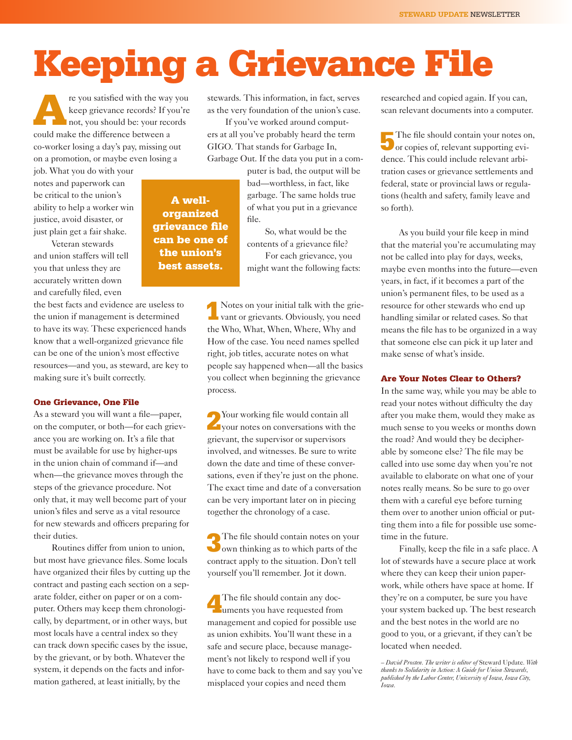# Keeping a Grievance File

Are you satisfied with the way you keep grievance records? If you're not, you should be: your records could make the difference between a co-worker losing a day's pay, missing out on a promotion, or maybe even losing a job. What you do with your notes and paperwork can be critical to the union's ability to help a worker win justice, avoid disaster, or just plain get a fair shake.

Veteran stewards and union staffers will tell you that unless they are accurately written down and carefully filed, even the best facts and evidence are useless to the union if management is determined to have its way. These experienced hands know that a well-organized grievance file can be one of the union's most effective resources—and you, as steward, are key to making sure it's built correctly.

**A well-organized grievance file can be one of the union's best assets.**

### One Grievance, One File

As a steward you will want a file—paper, on the computer, or both—for each grievance you are working on. It's a file that must be available for use by higher-ups in the union chain of command if—and when—the grievance moves through the steps of the grievance procedure. Not only that, it may well become part of your union's files and serve as a vital resource for new stewards and officers preparing for their duties.

Routines differ from union to union, but most have grievance files. Some locals have organized their files by cutting up the contract and pasting each section on a separate folder, either on paper or on a computer. Others may keep them chronologically, by department, or in other ways, but most locals have a central index so they can track down specific cases by the issue, by the grievant, or by both. Whatever the system, it depends on the facts and information gathered, at least initially, by the stewards. This information, in fact, serves as the very foundation of the union's case.

If you've worked around computers at all you've probably heard the term GIGO. That stands for Garbage In, Garbage Out. If the data you put in a computer is bad, the output will be bad—worthless, in fact, like garbage. The same holds true of what you put in a grievance file.

So, what would be the contents of a grievance file?

For each grievance, you might want the following facts:

**1** Notes on your initial talk with the grievant or grievants. Obviously, you need the Who, What, When, Where, Why and How of the case. You need names spelled right, job titles, accurate notes on what people say happened when—all the basics you collect when beginning the grievance process.

**2** Your working file would contain all your notes on conversations with the grievant, the supervisor or supervisors involved, and witnesses. Be sure to write down the date and time of these conversations, even if they're just on the phone. The exact time and date of a conversation can be very important later on in piecing together the chronology of a case.

**3** The file should contain notes on your own thinking as to which parts of the contract apply to the situation. Don't tell yourself you'll remember. Jot it down.

**4** The file should contain any documents you have requested from management and copied for possible use as union exhibits. You'll want these in a safe and secure place, because management's not likely to respond well if you have to come back to them and say you've misplaced your copies and need them researched and copied again. If you can, scan relevant documents into a computer.

**5** The file should contain your notes on, or copies of, relevant supporting evidence. This could include relevant arbitration cases or grievance settlements and federal, state or provincial laws or regulations (health and safety, family leave and so forth).

As you build your file keep in mind that the material you're accumulating may not be called into play for days, weeks, maybe even months into the future—even years, in fact, if it becomes a part of the union's permanent files, to be used as a resource for other stewards who end up handling similar or related cases. So that means the file has to be organized in a way that someone else can pick it up later and make sense of what's inside.

### Are Your Notes Clear to Others?

In the same way, while you may be able to read your notes without difficulty the day after you make them, would they make as much sense to you weeks or months down the road? And would they be decipherable by someone else? The file may be called into use some day when you're not available to elaborate on what one of your notes really means. So be sure to go over them with a careful eye before turning them over to another union official or putting them into a file for possible use sometime in the future.

Finally, keep the file in a safe place. A lot of stewards have a secure place at work where they can keep their union paperwork, while others have space at home. If they're on a computer, be sure you have your system backed up. The best research and the best notes in the world are no good to you, or a grievant, if they can't be located when needed.

*– David Prosten. The writer is editor of* Steward Update. *With thanks to Solidarity in Action: A Guide for Union Stewards, published by the Labor Center, University of Iowa, Iowa City, Iowa.*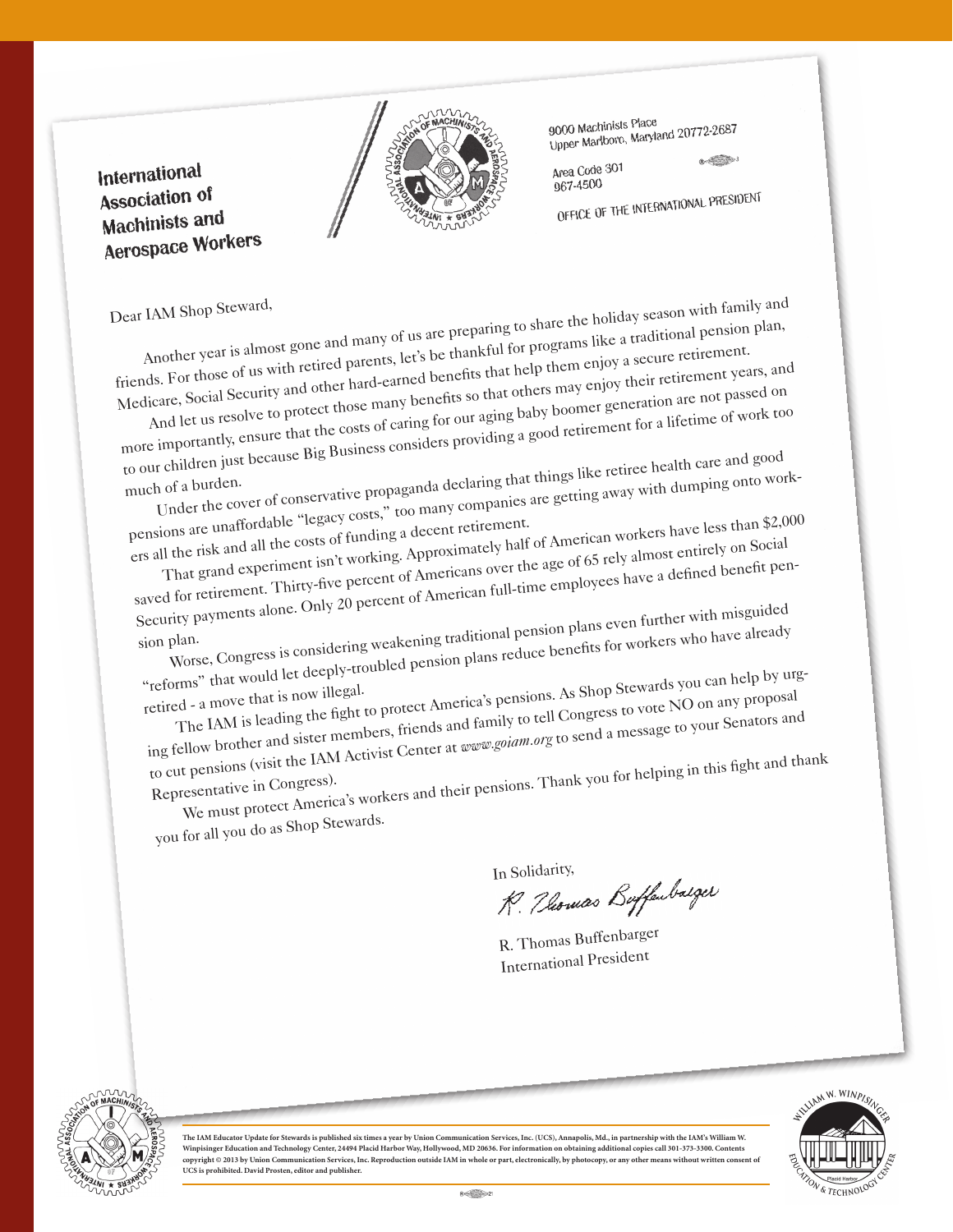**International Association of Machinists and Aerospace Workers**

9000 Machinists Place
Upper Marlboro, Maryland 20772-2687

Area Code 301
967-4500

OFFICE OF THE INTERNATIONAL PRESIDENT

Dear IAM Shop Steward,

Another year is almost gone and many of us are preparing to share the holiday season with family and friends. For those of us with retired parents, let's be thankful for programs like a traditional pension plan, Medicare, Social Security and other hard-earned benefits that help them enjoy a secure retirement.

And let us resolve to protect those many benefits so that others may enjoy their retirement years, and more importantly, ensure that the costs of caring for our aging baby boomer generation are not passed on to our children just because Big Business considers providing a good retirement for a lifetime of work too much of a burden.

Under the cover of conservative propaganda declaring that things like retiree health care and good pensions are unaffordable "legacy costs," too many companies are getting away with dumping onto workers all the risk and all the costs of funding a decent retirement.

That grand experiment isn't working. Approximately half of American workers have less than $2,000 saved for retirement. Thirty-five percent of Americans over the age of 65 rely almost entirely on Social Security payments alone. Only 20 percent of American full-time employees have a defined benefit pension plan.

Worse, Congress is considering weakening traditional pension plans even further with misguided "reforms" that would let deeply-troubled pension plans reduce benefits for workers who have already retired - a move that is now illegal.

The IAM is leading the fight to protect America's pensions. As Shop Stewards you can help by urging fellow brother and sister members, friends and family to tell Congress to vote NO on any proposal to cut pensions (visit the IAM Activist Center at *www.goiam.org* to send a message to your Senators and Representative in Congress).

We must protect America's workers and their pensions. Thank you for helping in this fight and thank you for all you do as Shop Stewards.

In Solidarity,

R. Thomas Buffenbarger

R. Thomas Buffenbarger
International President

**The IAM Educator Update for Stewards is published six times a year by Union Communication Services, Inc. (UCS), Annapolis, Md., in partnership with the IAM's William W. Winpisinger Education and Technology Center, 24494 Placid Harbor Way, Hollywood, MD 20636. For information on obtaining additional copies call 301-373-3300. Contents copyright © 2013 by Union Communication Services, Inc. Reproduction outside IAM in whole or part, electronically, by photocopy, or any other means without written consent of UCS is prohibited. David Prosten, editor and publisher.**